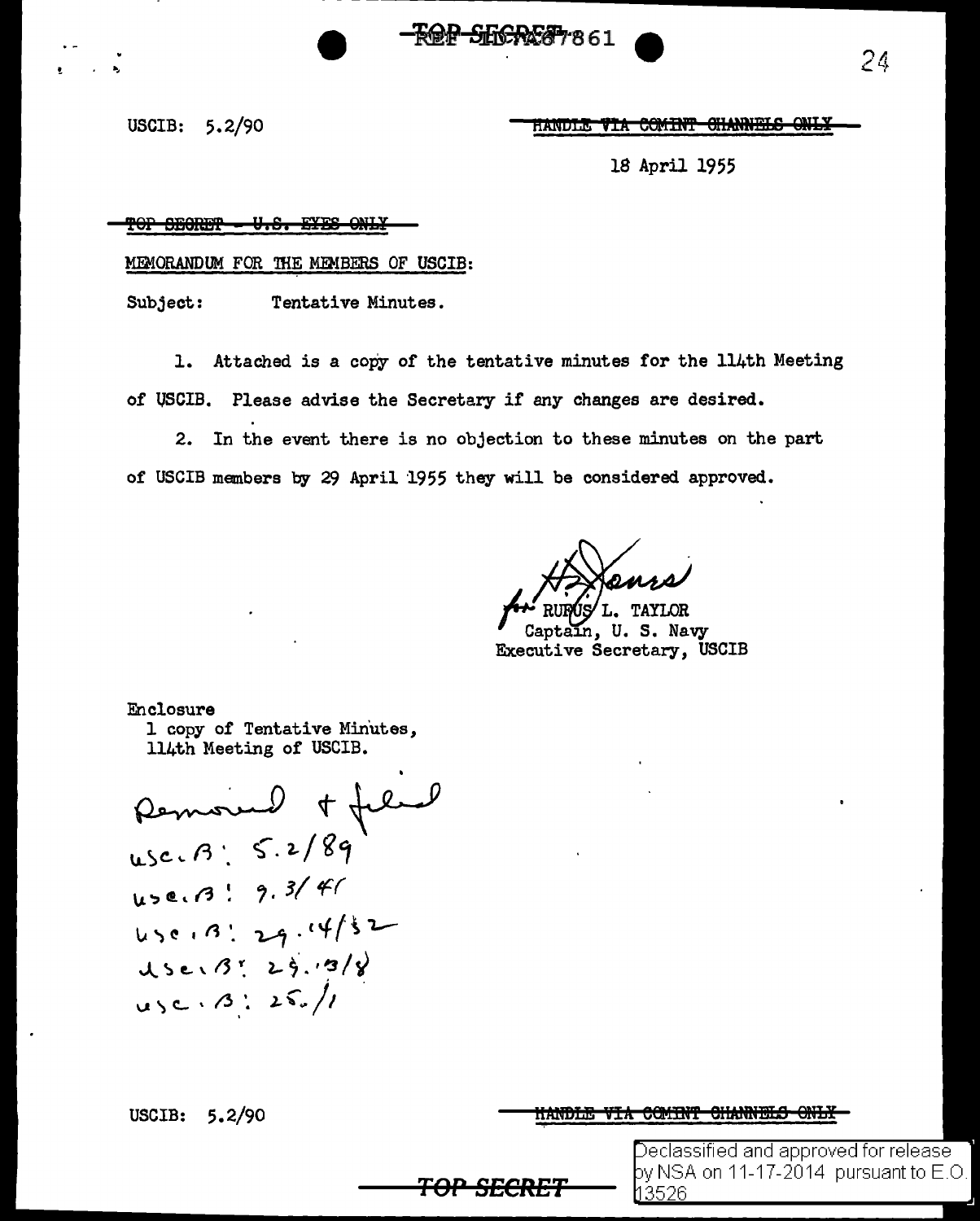TOP SECRET REF ID:A67861

USCIB: 5.2/90

~~HANDLE VIA COMINT CHANNELS ONLY~~

18 April 1955

~~TOP SECRET - U.S. EYES ONLY~~

MEMORANDUM FOR THE MEMBERS OF USCIB:

Subject: Tentative Minutes.

1. Attached is a copy of the tentative minutes for the 114th Meeting of USCIB. Please advise the Secretary if any changes are desired.

2. In the event there is no objection to these minutes on the part of USCIB members by 29 April 1955 they will be considered approved.

for RUFUS L. TAYLOR
Captain, U. S. Navy
Executive Secretary, USCIB

Enclosure
1 copy of Tentative Minutes,
114th Meeting of USCIB.

Removed & filed
USCIB: 5.2/89
USCIB: 9.3/41
USCIB: 29.14/32
USCIB: 29.13/8
USCIB: 25./1

USCIB: 5.2/90

~~HANDLE VIA COMINT CHANNELS ONLY~~

TOP SECRET

Declassified and approved for release by NSA on 11-17-2014 pursuant to E.O. 13526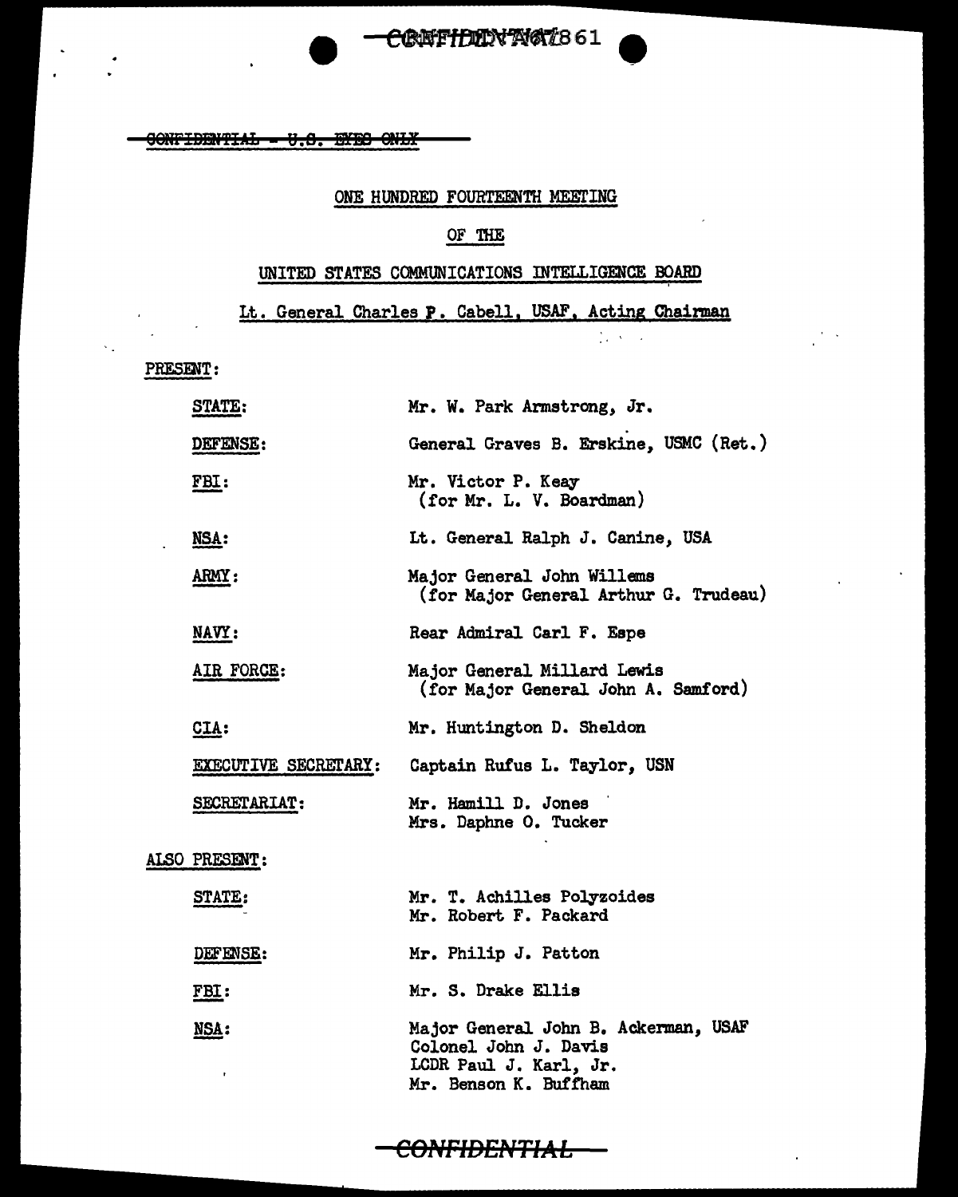~~CONFIDENTIAL~~ TOP 861

~~CONFIDENTIAL - U.S. EYES ONLY~~

ONE HUNDRED FOURTEENTH MEETING

OF THE

UNITED STATES COMMUNICATIONS INTELLIGENCE BOARD

Lt. General Charles P. Cabell, USAF, Acting Chairman

PRESENT:

| | |
|---|---|
| STATE: | Mr. W. Park Armstrong, Jr. |
| DEFENSE: | General Graves B. Erskine, USMC (Ret.) |
| FBI: | Mr. Victor P. Keay (for Mr. L. V. Boardman) |
| NSA: | Lt. General Ralph J. Canine, USA |
| ARMY: | Major General John Willems (for Major General Arthur G. Trudeau) |
| NAVY: | Rear Admiral Carl F. Espe |
| AIR FORCE: | Major General Millard Lewis (for Major General John A. Samford) |
| CIA: | Mr. Huntington D. Sheldon |
| EXECUTIVE SECRETARY: | Captain Rufus L. Taylor, USN |
| SECRETARIAT: | Mr. Hamill D. Jones<br>Mrs. Daphne O. Tucker |

ALSO PRESENT:

| | |
|---|---|
| STATE: | Mr. T. Achilles Polyzoides<br>Mr. Robert F. Packard |
| DEFENSE: | Mr. Philip J. Patton |
| FBI: | Mr. S. Drake Ellis |
| NSA: | Major General John B. Ackerman, USAF<br>Colonel John J. Davis<br>LCDR Paul J. Karl, Jr.<br>Mr. Benson K. Buffham |

~~CONFIDENTIAL~~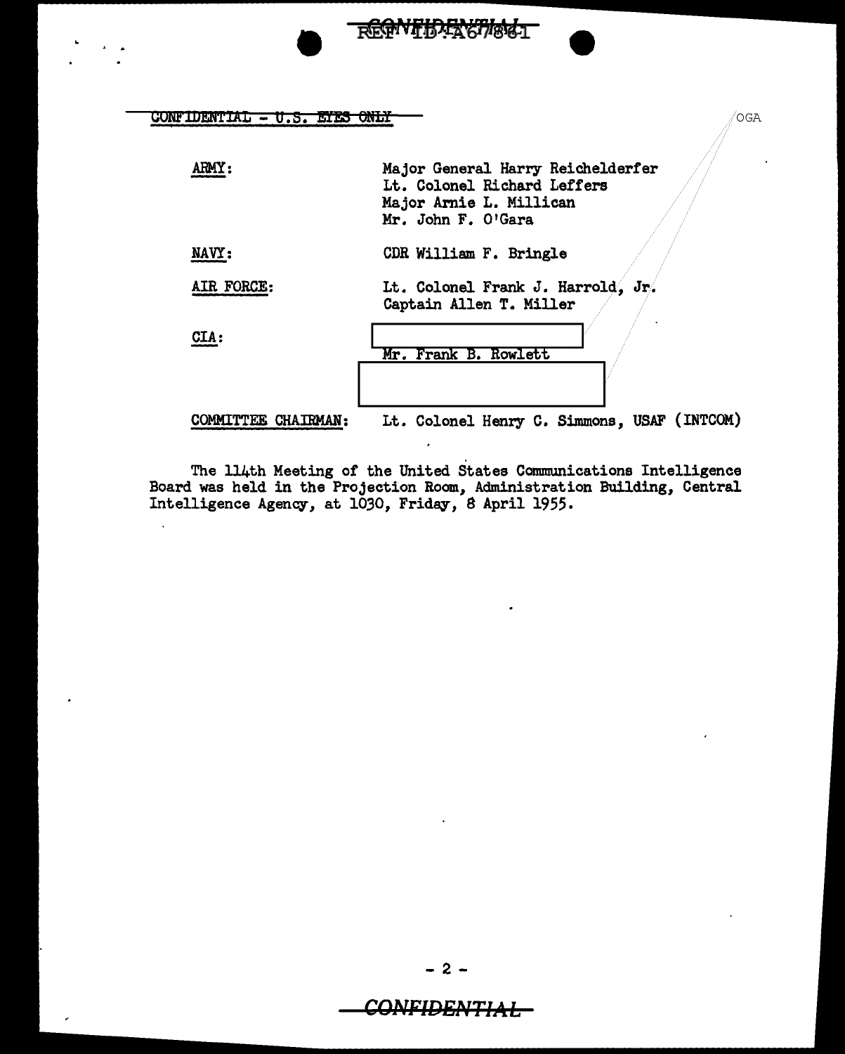CONFIDENTIAL - U.S. EYES ONLY

OGA

| | |
|---|---|
| ARMY: | Major General Harry Reichelderfer |
| | Lt. Colonel Richard Leffers |
| | Major Arnie L. Millican |
| | Mr. John F. O'Gara |
| NAVY: | CDR William F. Bringle |
| AIR FORCE: | Lt. Colonel Frank J. Harrold, Jr. |
| | Captain Allen T. Miller |
| CIA: | [redacted] |
| | Mr. Frank B. Rowlett |
| | [redacted] |
| COMMITTEE CHAIRMAN: | Lt. Colonel Henry C. Simmons, USAF (INTCOM) |

The 114th Meeting of the United States Communications Intelligence Board was held in the Projection Room, Administration Building, Central Intelligence Agency, at 1030, Friday, 8 April 1955.

CONFIDENTIAL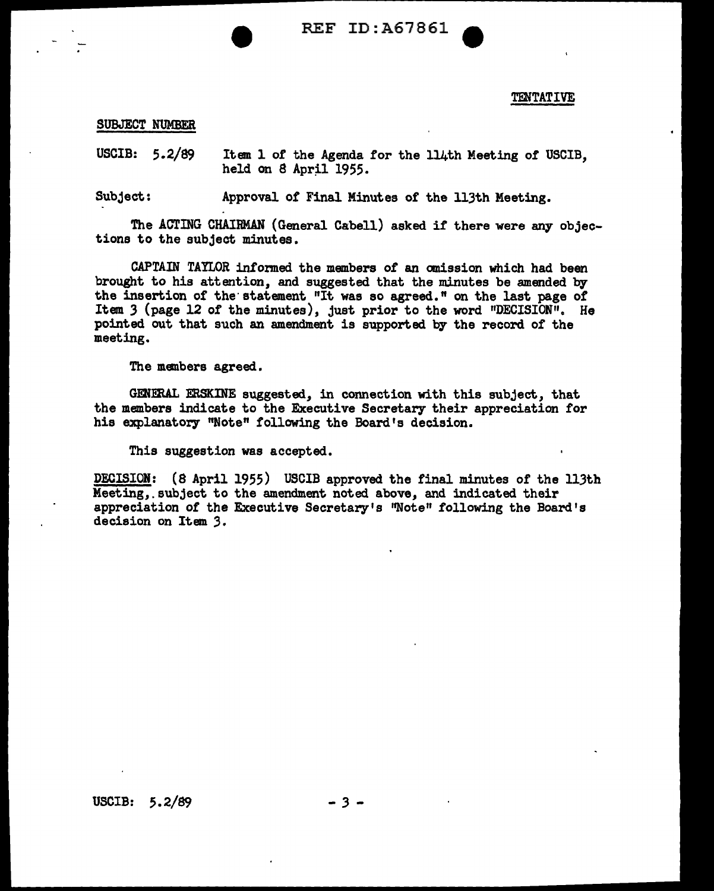TENTATIVE

SUBJECT NUMBER

USCIB: 5.2/89 Item 1 of the Agenda for the 114th Meeting of USCIB, held on 8 April 1955.

Subject: Approval of Final Minutes of the 113th Meeting.

The ACTING CHAIRMAN (General Cabell) asked if there were any objections to the subject minutes.

CAPTAIN TAYLOR informed the members of an omission which had been brought to his attention, and suggested that the minutes be amended by the insertion of the statement "It was so agreed." on the last page of Item 3 (page 12 of the minutes), just prior to the word "DECISION". He pointed out that such an amendment is supported by the record of the meeting.

The members agreed.

GENERAL ERSKINE suggested, in connection with this subject, that the members indicate to the Executive Secretary their appreciation for his explanatory "Note" following the Board's decision.

This suggestion was accepted.

DECISION: (8 April 1955) USCIB approved the final minutes of the 113th Meeting, subject to the amendment noted above, and indicated their appreciation of the Executive Secretary's "Note" following the Board's decision on Item 3.

USCIB: 5.2/89